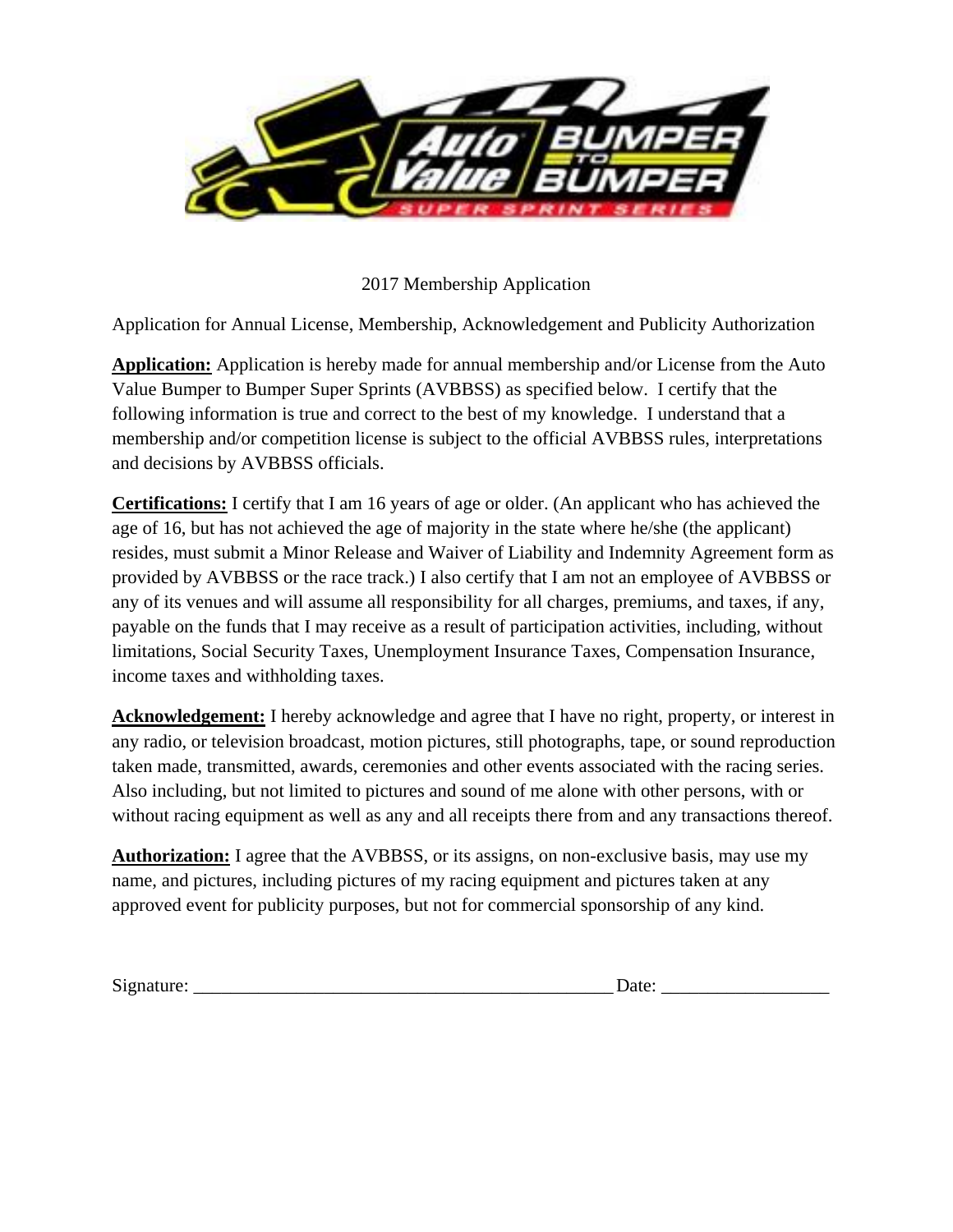2017 Membership Application

Application for Annual License, Membership, Acknowledgement and Publicity Authorization

**Application:** Application is hereby made for annual membership and/or License from the Auto Value Bumper to Bumper Super Sprints (AVBBSS) as specified below. I certify that the following information is true and correct to the best of my knowledge. I understand that a membership and/or competition license is subject to the official AVBBSS rules, interpretations and decisions by AVBBSS officials.

**Certifications:** I certify that I am 16 years of age or older. (An applicant who has achieved the age of 16, but has not achieved the age of majority in the state where he/she (the applicant) resides, must submit a Minor Release and Waiver of Liability and Indemnity Agreement form as provided by AVBBSS or the race track.) I also certify that I am not an employee of AVBBSS or any of its venues and will assume all responsibility for all charges, premiums, and taxes, if any, payable on the funds that I may receive as a result of participation activities, including, without limitations, Social Security Taxes, Unemployment Insurance Taxes, Compensation Insurance, income taxes and withholding taxes.

**Acknowledgement:** I hereby acknowledge and agree that I have no right, property, or interest in any radio, or television broadcast, motion pictures, still photographs, tape, or sound reproduction taken made, transmitted, awards, ceremonies and other events associated with the racing series. Also including, but not limited to pictures and sound of me alone with other persons, with or without racing equipment as well as any and all receipts there from and any transactions thereof.

**Authorization:** I agree that the AVBBSS, or its assigns, on non-exclusive basis, may use my name, and pictures, including pictures of my racing equipment and pictures taken at any approved event for publicity purposes, but not for commercial sponsorship of any kind.

Signature: ____________________________________________ Date: _________________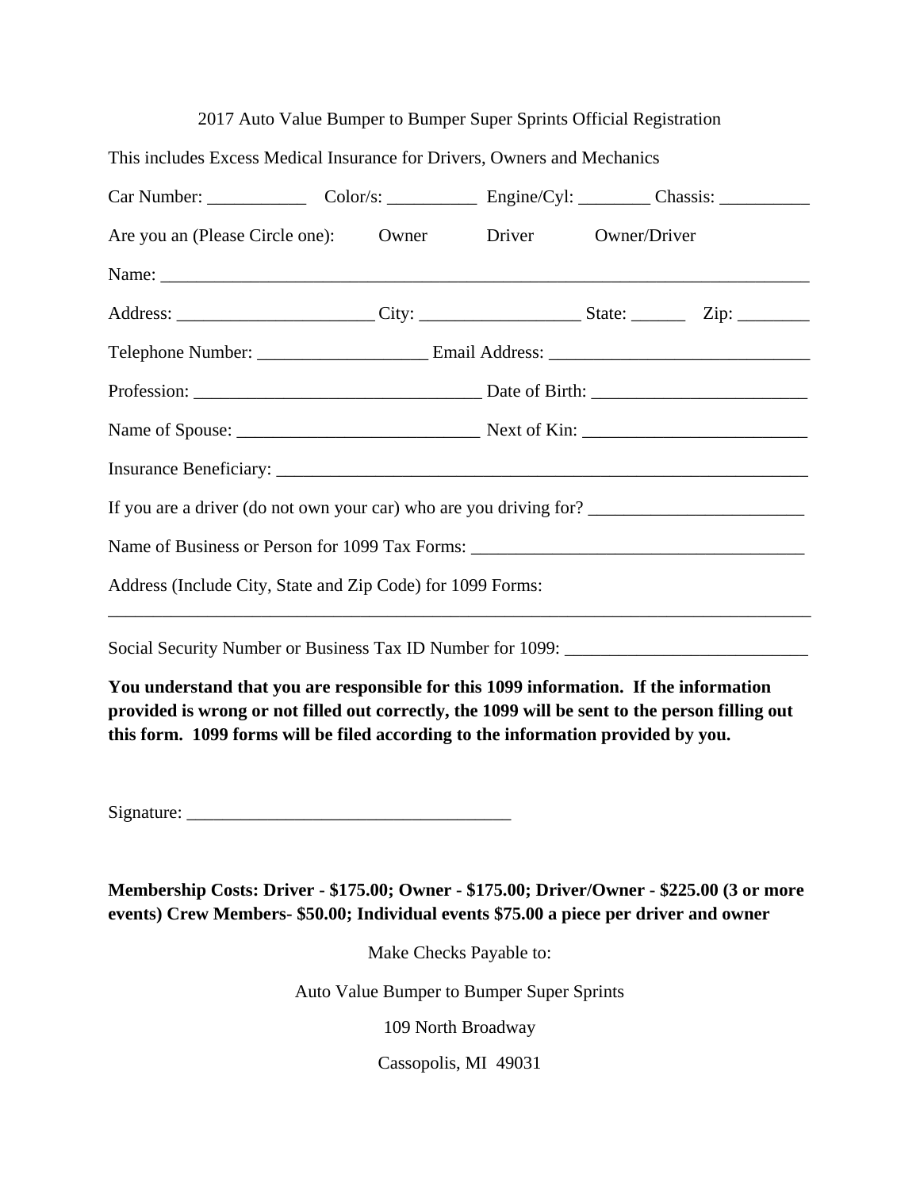2017 Auto Value Bumper to Bumper Super Sprints Official Registration

This includes Excess Medical Insurance for Drivers, Owners and Mechanics

Car Number: ___________ Color/s: __________ Engine/Cyl: ________ Chassis: __________

Are you an (Please Circle one): Owner Driver Owner/Driver

Name: ___________________________________________________________________________

Address: ______________________ City: __________________ State: ______ Zip: ________

Telephone Number: ___________________ Email Address: _____________________________

Profession: ________________________________ Date of Birth: ________________________

Name of Spouse: ___________________________ Next of Kin: _________________________

Insurance Beneficiary: _______________________________________________________________

If you are a driver (do not own your car) who are you driving for? ________________________

Name of Business or Person for 1099 Tax Forms: _____________________________________

Address (Include City, State and Zip Code) for 1099 Forms:

_________________________________________________________________________________

Social Security Number or Business Tax ID Number for 1099: __________________________

**You understand that you are responsible for this 1099 information. If the information provided is wrong or not filled out correctly, the 1099 will be sent to the person filling out this form. 1099 forms will be filed according to the information provided by you.**

Signature: ____________________________________

**Membership Costs: Driver - $175.00; Owner - $175.00; Driver/Owner - $225.00 (3 or more events) Crew Members- $50.00; Individual events $75.00 a piece per driver and owner**

Make Checks Payable to:

Auto Value Bumper to Bumper Super Sprints

109 North Broadway

Cassopolis, MI 49031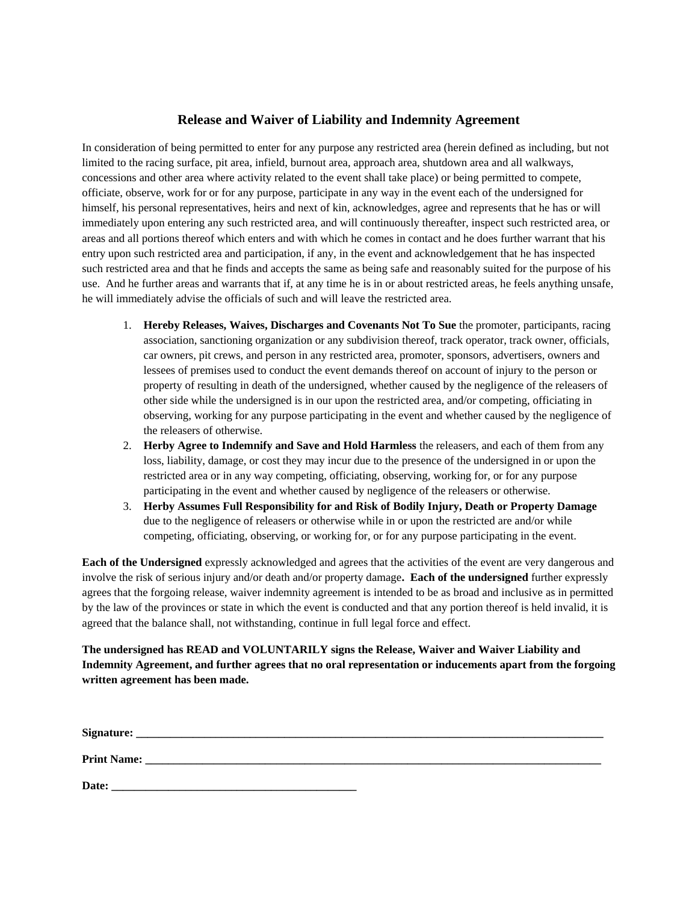## Release and Waiver of Liability and Indemnity Agreement

In consideration of being permitted to enter for any purpose any restricted area (herein defined as including, but not limited to the racing surface, pit area, infield, burnout area, approach area, shutdown area and all walkways, concessions and other area where activity related to the event shall take place) or being permitted to compete, officiate, observe, work for or for any purpose, participate in any way in the event each of the undersigned for himself, his personal representatives, heirs and next of kin, acknowledges, agree and represents that he has or will immediately upon entering any such restricted area, and will continuously thereafter, inspect such restricted area, or areas and all portions thereof which enters and with which he comes in contact and he does further warrant that his entry upon such restricted area and participation, if any, in the event and acknowledgement that he has inspected such restricted area and that he finds and accepts the same as being safe and reasonably suited for the purpose of his use. And he further areas and warrants that if, at any time he is in or about restricted areas, he feels anything unsafe, he will immediately advise the officials of such and will leave the restricted area.

1. **Hereby Releases, Waives, Discharges and Covenants Not To Sue** the promoter, participants, racing association, sanctioning organization or any subdivision thereof, track operator, track owner, officials, car owners, pit crews, and person in any restricted area, promoter, sponsors, advertisers, owners and lessees of premises used to conduct the event demands thereof on account of injury to the person or property of resulting in death of the undersigned, whether caused by the negligence of the releasers of other side while the undersigned is in our upon the restricted area, and/or competing, officiating in observing, working for any purpose participating in the event and whether caused by the negligence of the releasers of otherwise.
2. **Herby Agree to Indemnify and Save and Hold Harmless** the releasers, and each of them from any loss, liability, damage, or cost they may incur due to the presence of the undersigned in or upon the restricted area or in any way competing, officiating, observing, working for, or for any purpose participating in the event and whether caused by negligence of the releasers or otherwise.
3. **Herby Assumes Full Responsibility for and Risk of Bodily Injury, Death or Property Damage** due to the negligence of releasers or otherwise while in or upon the restricted are and/or while competing, officiating, observing, or working for, or for any purpose participating in the event.

**Each of the Undersigned** expressly acknowledged and agrees that the activities of the event are very dangerous and involve the risk of serious injury and/or death and/or property damage**. Each of the undersigned** further expressly agrees that the forgoing release, waiver indemnity agreement is intended to be as broad and inclusive as in permitted by the law of the provinces or state in which the event is conducted and that any portion thereof is held invalid, it is agreed that the balance shall, not withstanding, continue in full legal force and effect.

**The undersigned has READ and VOLUNTARILY signs the Release, Waiver and Waiver Liability and Indemnity Agreement, and further agrees that no oral representation or inducements apart from the forgoing written agreement has been made.**

**Signature:** ______________________________________________________________________________

**Print Name:** ____________________________________________________________________________

**Date:** ________________________________________